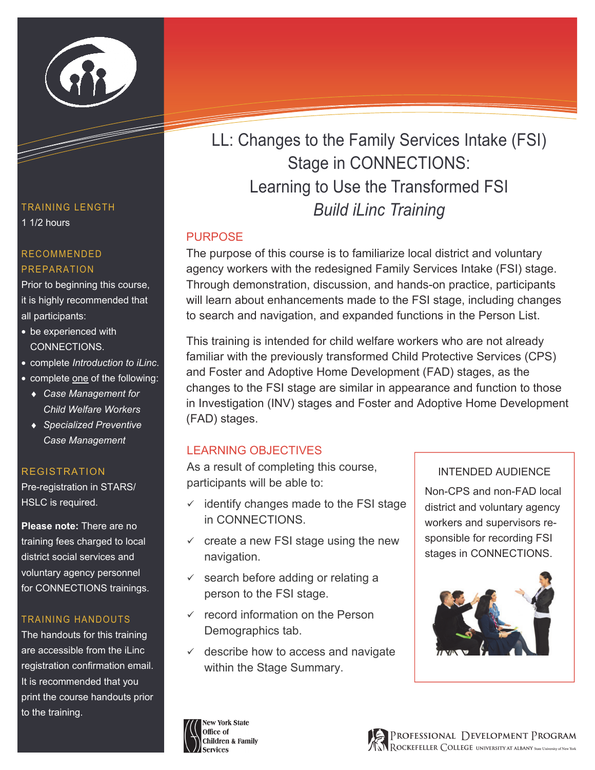# LL: Changes to the Family Services Intake (FSI) Stage in CONNECTIONS: Learning to Use the Transformed FSI

*Build iLinc Training*

## PURPOSE

The purpose of this course is to familiarize local district and voluntary agency workers with the redesigned Family Services Intake (FSI) stage. Through demonstration, discussion, and hands-on practice, participants will learn about enhancements made to the FSI stage, including changes to search and navigation, and expanded functions in the Person List.

This training is intended for child welfare workers who are not already familiar with the previously transformed Child Protective Services (CPS) and Foster and Adoptive Home Development (FAD) stages, as the changes to the FSI stage are similar in appearance and function to those in Investigation (INV) stages and Foster and Adoptive Home Development (FAD) stages.

## LEARNING OBJECTIVES

As a result of completing this course, participants will be able to:

- ✓ identify changes made to the FSI stage in CONNECTIONS.
- ✓ create a new FSI stage using the new navigation.
- ✓ search before adding or relating a person to the FSI stage.
- ✓ record information on the Person Demographics tab.
- ✓ describe how to access and navigate within the Stage Summary.

### INTENDED AUDIENCE

Non-CPS and non-FAD local district and voluntary agency workers and supervisors responsible for recording FSI stages in CONNECTIONS.

### TRAINING LENGTH

1 1/2 hours

### RECOMMENDED PREPARATION

Prior to beginning this course, it is highly recommended that all participants:

- be experienced with CONNECTIONS.
- complete *Introduction to iLinc*.
- complete one of the following:
  - *Case Management for Child Welfare Workers*
  - *Specialized Preventive Case Management*

### REGISTRATION

Pre-registration in STARS/ HSLC is required.

**Please note:** There are no training fees charged to local district social services and voluntary agency personnel for CONNECTIONS trainings.

### TRAINING HANDOUTS

The handouts for this training are accessible from the iLinc registration confirmation email. It is recommended that you print the course handouts prior to the training.

New York State Office of Children & Family Services

Professional Development Program
Rockefeller College University at Albany State University of New York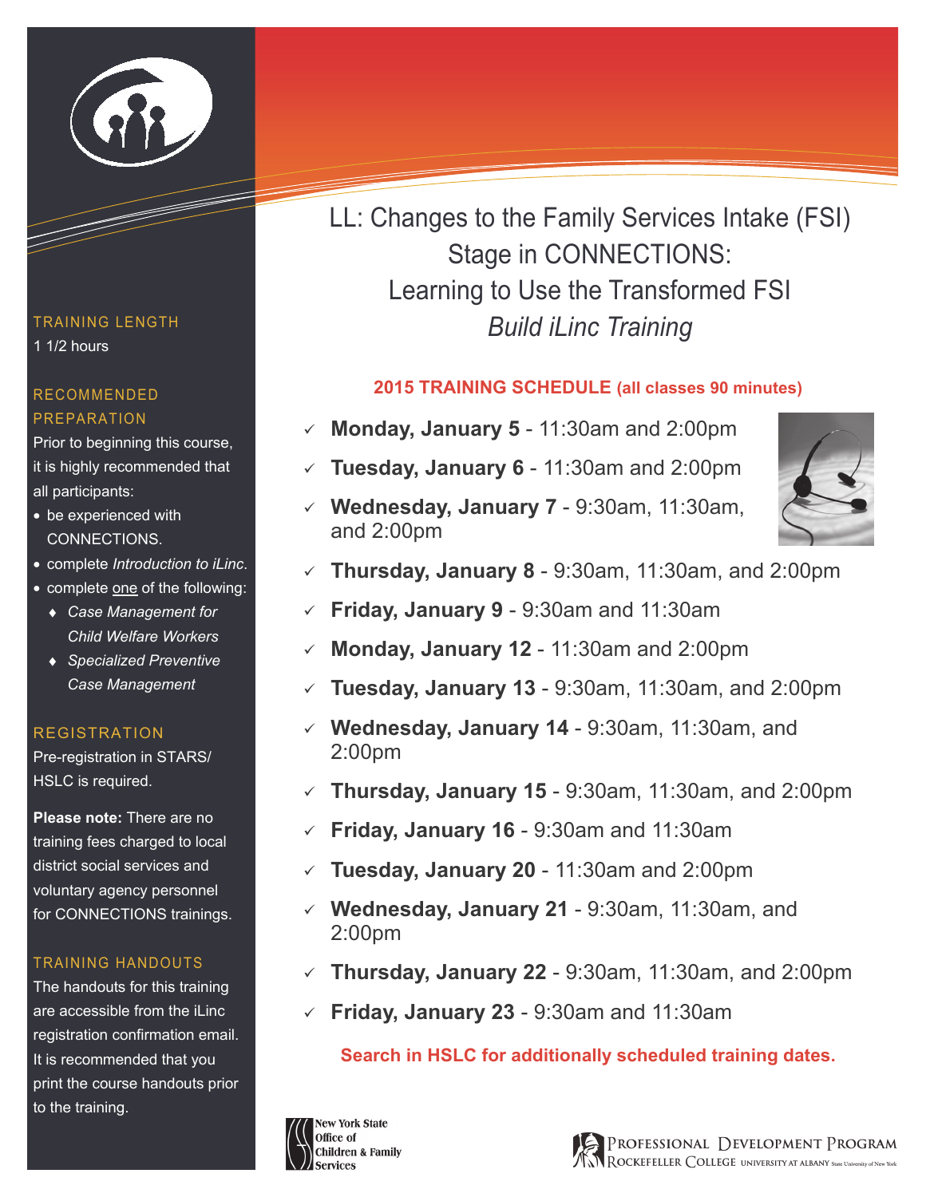# LL: Changes to the Family Services Intake (FSI) Stage in CONNECTIONS: Learning to Use the Transformed FSI *Build iLinc Training*

## TRAINING LENGTH

1 1/2 hours

## RECOMMENDED PREPARATION

Prior to beginning this course, it is highly recommended that all participants:

- be experienced with CONNECTIONS.
- complete *Introduction to iLinc*.
- complete one of the following:
  - *Case Management for Child Welfare Workers*
  - *Specialized Preventive Case Management*

## REGISTRATION

Pre-registration in STARS/ HSLC is required.

**Please note:** There are no training fees charged to local district social services and voluntary agency personnel for CONNECTIONS trainings.

## TRAINING HANDOUTS

The handouts for this training are accessible from the iLinc registration confirmation email. It is recommended that you print the course handouts prior to the training.

## 2015 TRAINING SCHEDULE (all classes 90 minutes)

- ✓ **Monday, January 5** - 11:30am and 2:00pm
- ✓ **Tuesday, January 6** - 11:30am and 2:00pm
- ✓ **Wednesday, January 7** - 9:30am, 11:30am, and 2:00pm
- ✓ **Thursday, January 8** - 9:30am, 11:30am, and 2:00pm
- ✓ **Friday, January 9** - 9:30am and 11:30am
- ✓ **Monday, January 12** - 11:30am and 2:00pm
- ✓ **Tuesday, January 13** - 9:30am, 11:30am, and 2:00pm
- ✓ **Wednesday, January 14** - 9:30am, 11:30am, and 2:00pm
- ✓ **Thursday, January 15** - 9:30am, 11:30am, and 2:00pm
- ✓ **Friday, January 16** - 9:30am and 11:30am
- ✓ **Tuesday, January 20** - 11:30am and 2:00pm
- ✓ **Wednesday, January 21** - 9:30am, 11:30am, and 2:00pm
- ✓ **Thursday, January 22** - 9:30am, 11:30am, and 2:00pm
- ✓ **Friday, January 23** - 9:30am and 11:30am

**Search in HSLC for additionally scheduled training dates.**

New York State Office of Children & Family Services

Professional Development Program
Rockefeller College University at Albany State University of New York